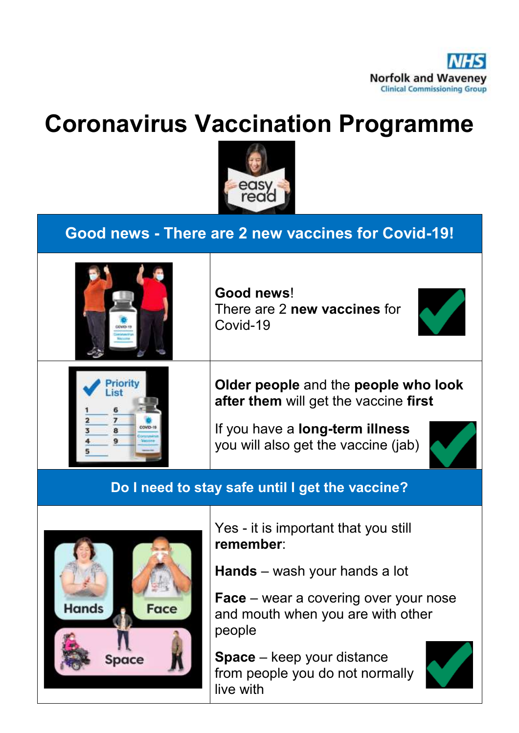NHS
Norfolk and Waveney
Clinical Commissioning Group

# Coronavirus Vaccination Programme

## Good news - There are 2 new vaccines for Covid-19!

**Good news**!
There are 2 **new vaccines** for Covid-19

**Older people** and the **people who look after them** will get the vaccine **first**

If you have a **long-term illness** you will also get the vaccine (jab)

## Do I need to stay safe until I get the vaccine?

Yes - it is important that you still **remember**:

**Hands** – wash your hands a lot

**Face** – wear a covering over your nose and mouth when you are with other people

**Space** – keep your distance from people you do not normally live with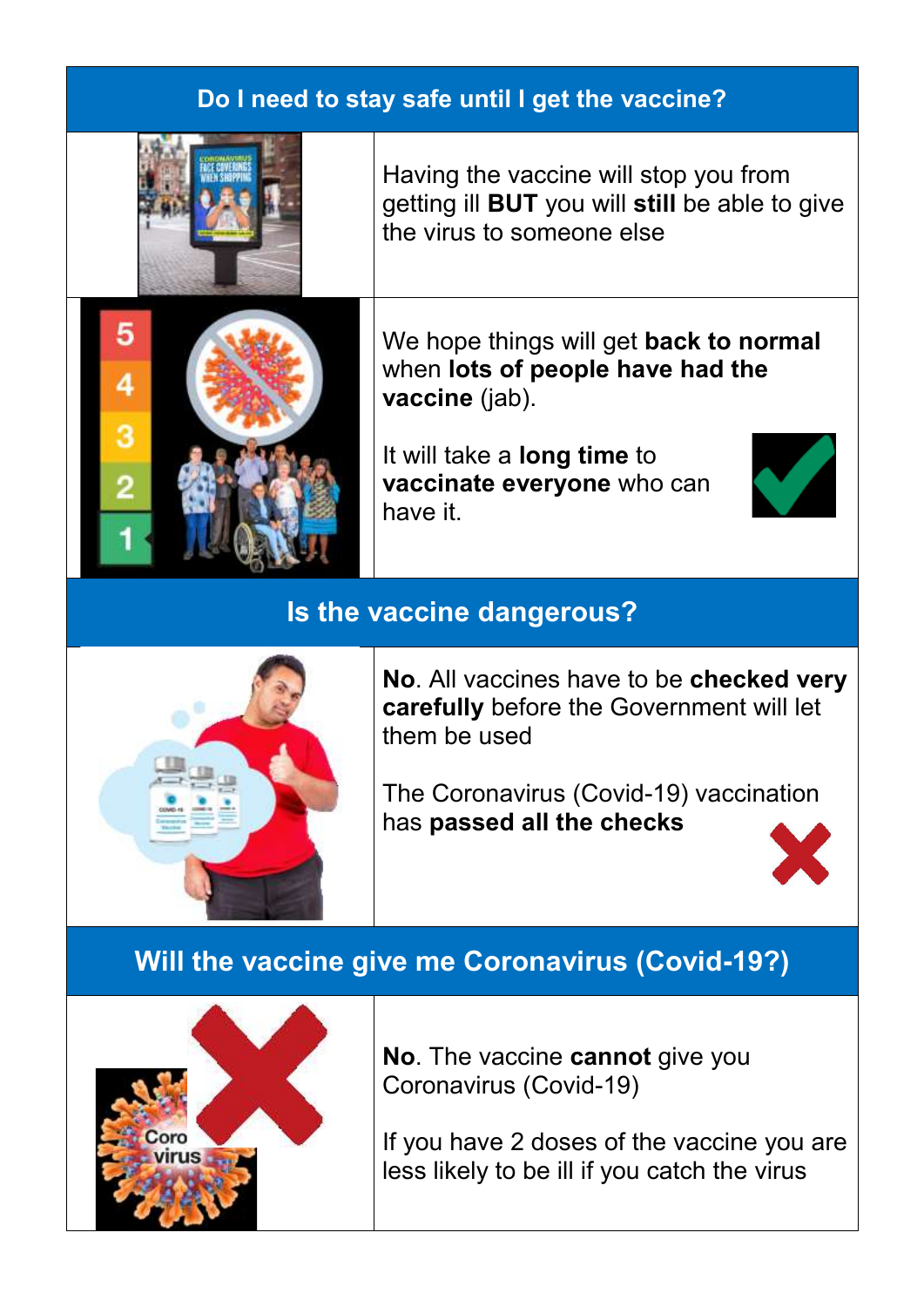## Do I need to stay safe until I get the vaccine?

Having the vaccine will stop you from getting ill **BUT** you will **still** be able to give the virus to someone else

We hope things will get **back to normal** when **lots of people have had the vaccine** (jab).

It will take a **long time** to **vaccinate everyone** who can have it.

## Is the vaccine dangerous?

**No**. All vaccines have to be **checked very carefully** before the Government will let them be used

The Coronavirus (Covid-19) vaccination has **passed all the checks**

## Will the vaccine give me Coronavirus (Covid-19?)

**No**. The vaccine **cannot** give you Coronavirus (Covid-19)

If you have 2 doses of the vaccine you are less likely to be ill if you catch the virus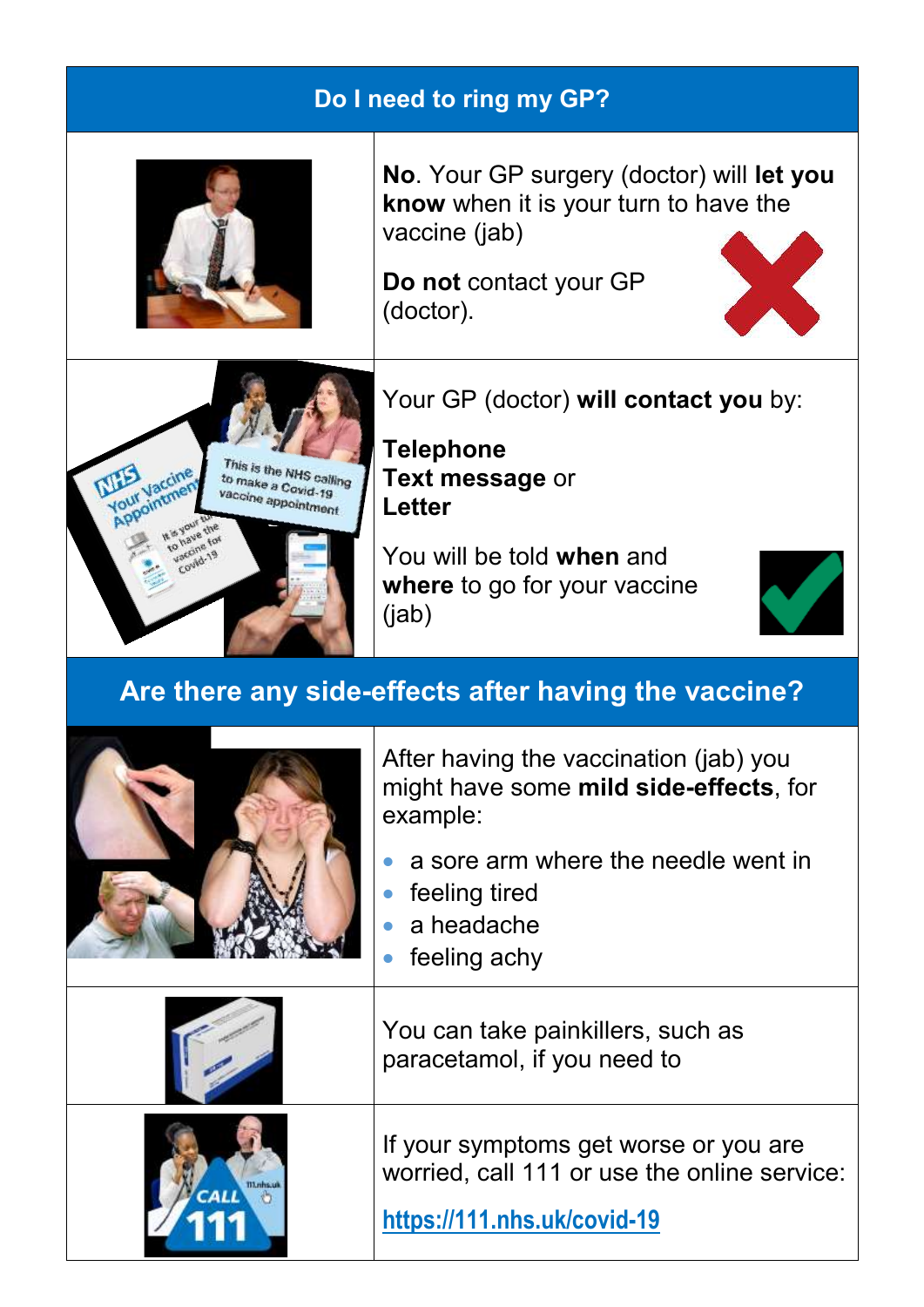## Do I need to ring my GP?

**No**. Your GP surgery (doctor) will **let you know** when it is your turn to have the vaccine (jab)

**Do not** contact your GP (doctor).

Your GP (doctor) **will contact you** by:

**Telephone**
**Text message** or
**Letter**

You will be told **when** and **where** to go for your vaccine (jab)

## Are there any side-effects after having the vaccine?

After having the vaccination (jab) you might have some **mild side-effects**, for example:

- a sore arm where the needle went in
- feeling tired
- a headache
- feeling achy

You can take painkillers, such as paracetamol, if you need to

If your symptoms get worse or you are worried, call 111 or use the online service:

https://111.nhs.uk/covid-19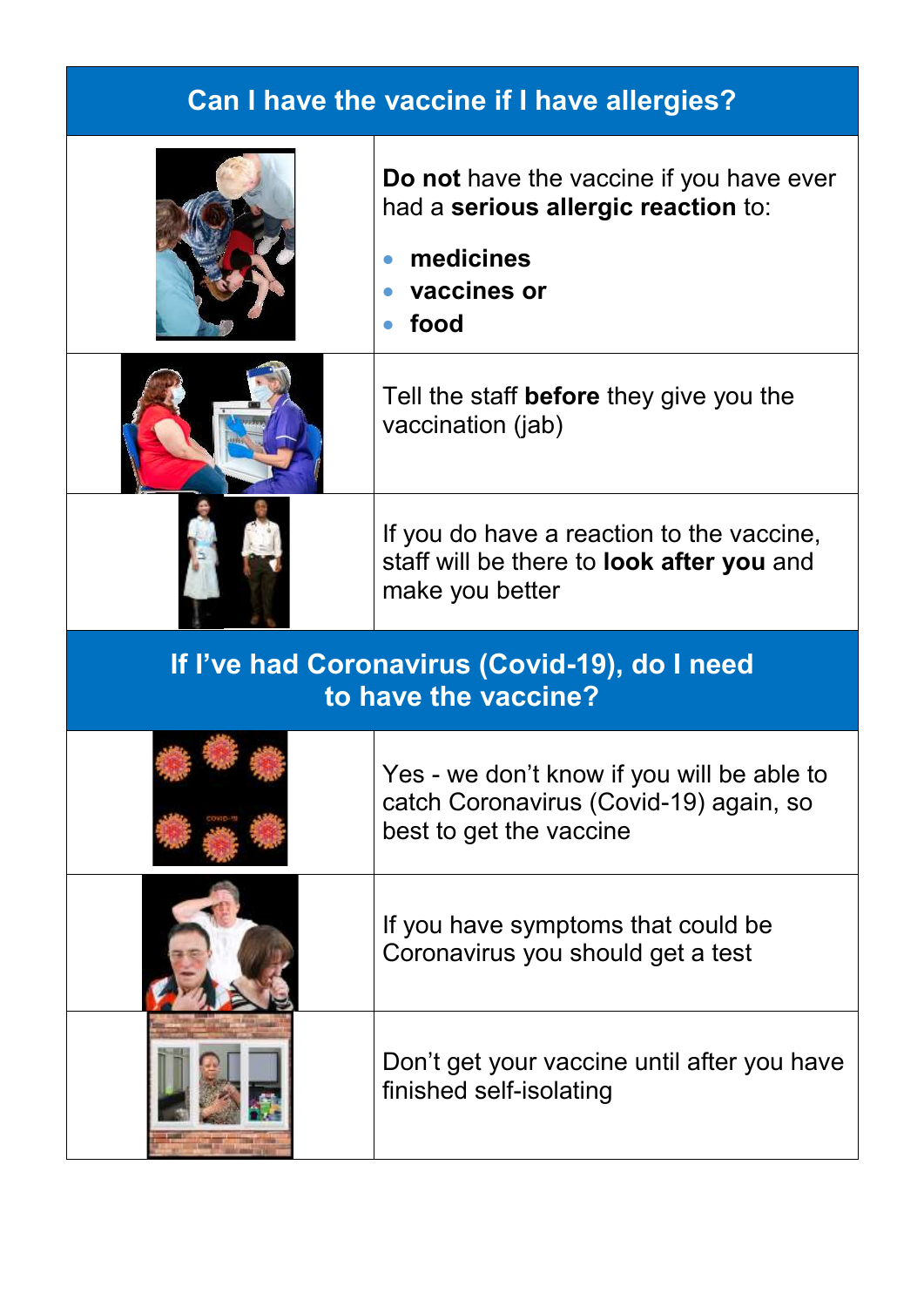## Can I have the vaccine if I have allergies?

**Do not** have the vaccine if you have ever had a **serious allergic reaction** to:

- **medicines**
- **vaccines or**
- **food**

Tell the staff **before** they give you the vaccination (jab)

If you do have a reaction to the vaccine, staff will be there to **look after you** and make you better

## If I've had Coronavirus (Covid-19), do I need to have the vaccine?

Yes - we don't know if you will be able to catch Coronavirus (Covid-19) again, so best to get the vaccine

If you have symptoms that could be Coronavirus you should get a test

Don't get your vaccine until after you have finished self-isolating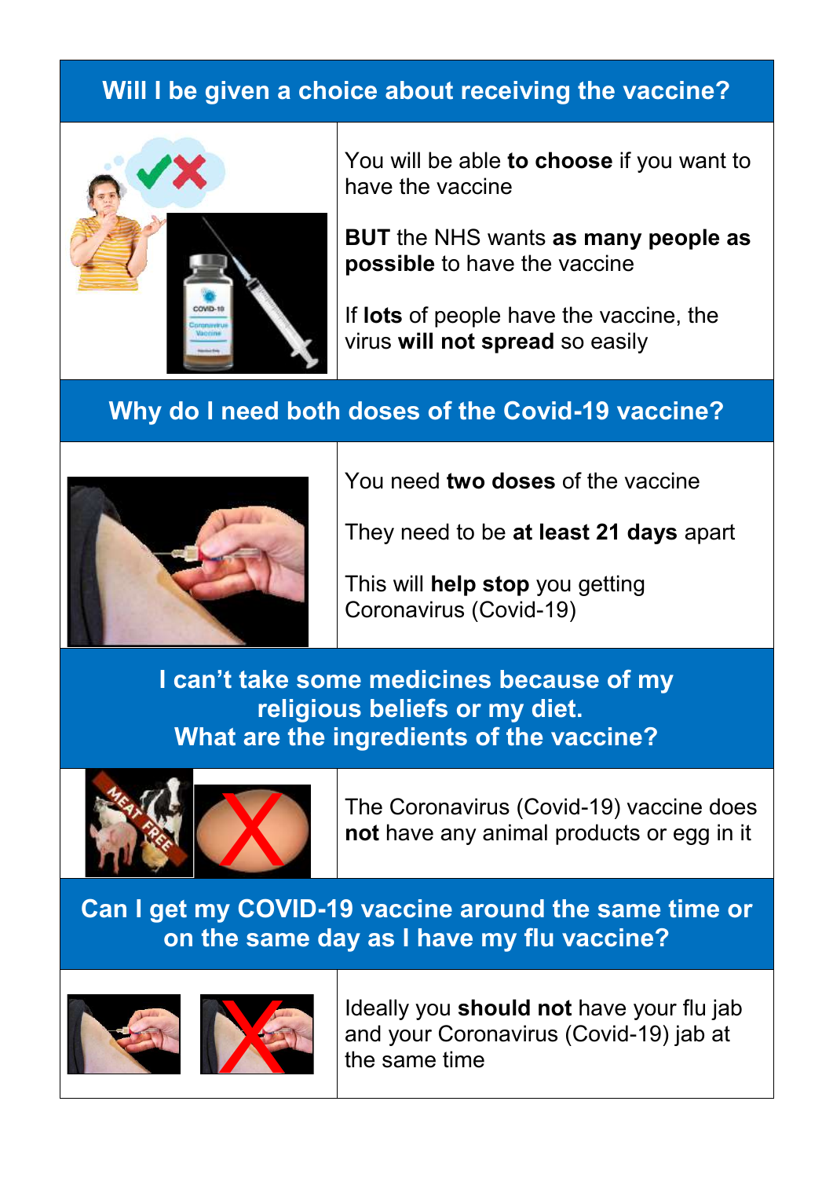## Will I be given a choice about receiving the vaccine?

You will be able **to choose** if you want to have the vaccine

**BUT** the NHS wants **as many people as possible** to have the vaccine

If **lots** of people have the vaccine, the virus **will not spread** so easily

## Why do I need both doses of the Covid-19 vaccine?

You need **two doses** of the vaccine

They need to be **at least 21 days** apart

This will **help stop** you getting Coronavirus (Covid-19)

## I can't take some medicines because of my religious beliefs or my diet. What are the ingredients of the vaccine?

The Coronavirus (Covid-19) vaccine does **not** have any animal products or egg in it

## Can I get my COVID-19 vaccine around the same time or on the same day as I have my flu vaccine?

Ideally you **should not** have your flu jab and your Coronavirus (Covid-19) jab at the same time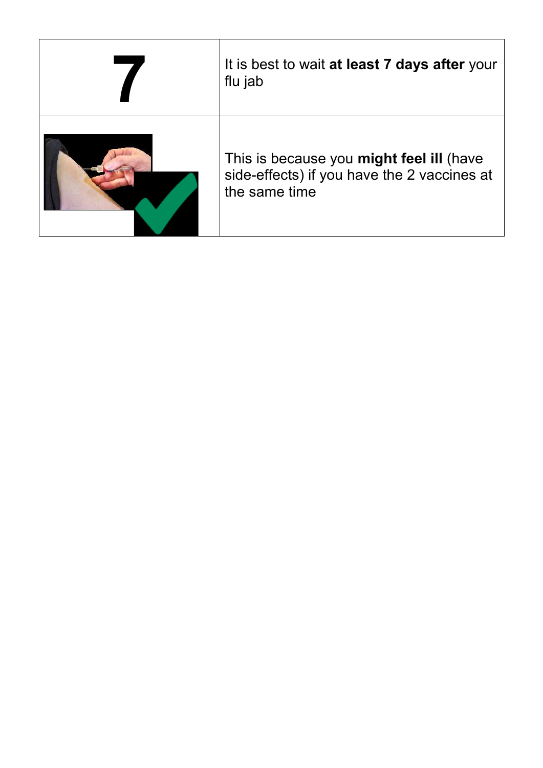| | |
|---|---|
| 7 | It is best to wait **at least 7 days after** your flu jab |
| | This is because you **might feel ill** (have side-effects) if you have the 2 vaccines at the same time |